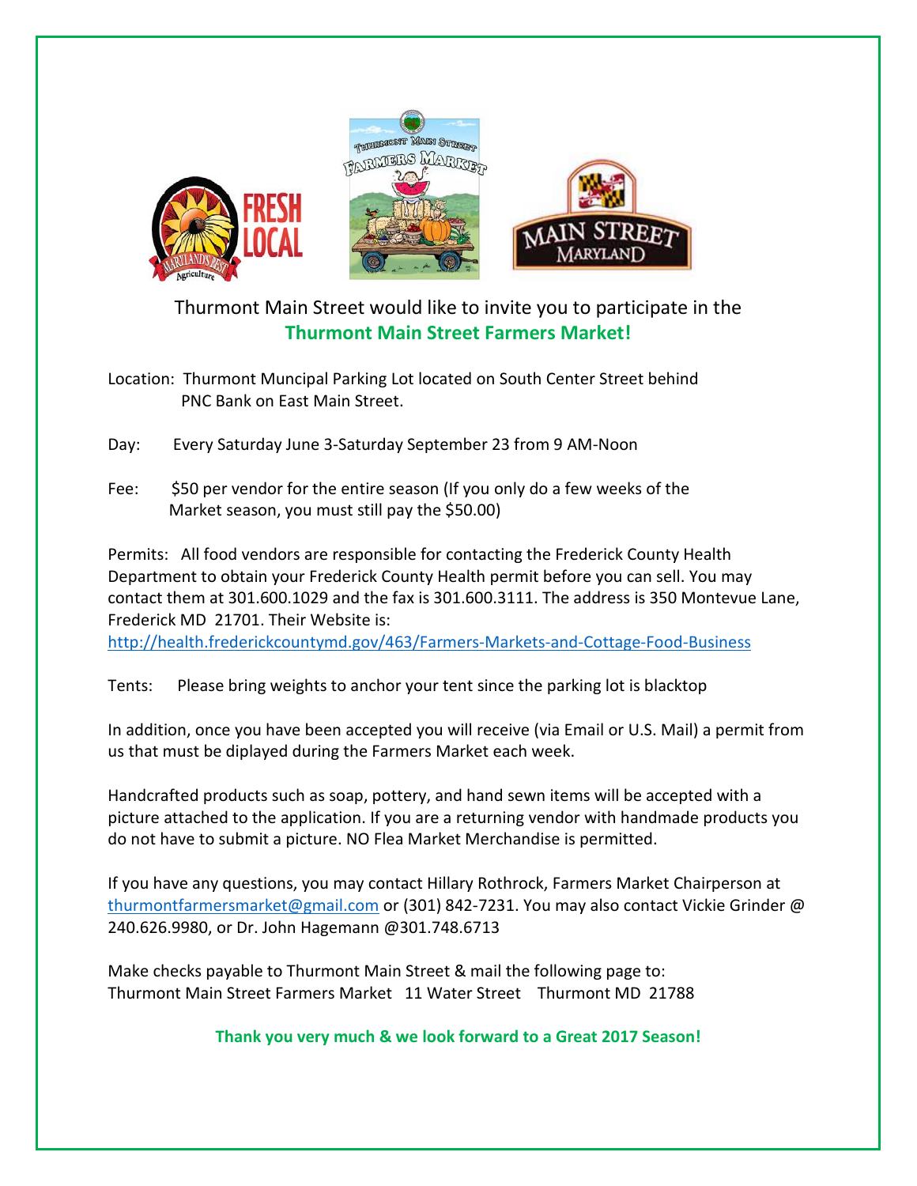Thurmont Main Street would like to invite you to participate in the

**Thurmont Main Street Farmers Market!**

Location: Thurmont Muncipal Parking Lot located on South Center Street behind PNC Bank on East Main Street.

Day: Every Saturday June 3-Saturday September 23 from 9 AM-Noon

Fee: $50 per vendor for the entire season (If you only do a few weeks of the Market season, you must still pay the $50.00)

Permits: All food vendors are responsible for contacting the Frederick County Health Department to obtain your Frederick County Health permit before you can sell. You may contact them at 301.600.1029 and the fax is 301.600.3111. The address is 350 Montevue Lane, Frederick MD 21701. Their Website is: http://health.frederickcountymd.gov/463/Farmers-Markets-and-Cottage-Food-Business

Tents: Please bring weights to anchor your tent since the parking lot is blacktop

In addition, once you have been accepted you will receive (via Email or U.S. Mail) a permit from us that must be diplayed during the Farmers Market each week.

Handcrafted products such as soap, pottery, and hand sewn items will be accepted with a picture attached to the application. If you are a returning vendor with handmade products you do not have to submit a picture. NO Flea Market Merchandise is permitted.

If you have any questions, you may contact Hillary Rothrock, Farmers Market Chairperson at thurmontfarmersmarket@gmail.com or (301) 842-7231. You may also contact Vickie Grinder @ 240.626.9980, or Dr. John Hagemann @301.748.6713

Make checks payable to Thurmont Main Street & mail the following page to:
Thurmont Main Street Farmers Market 11 Water Street Thurmont MD 21788

**Thank you very much & we look forward to a Great 2017 Season!**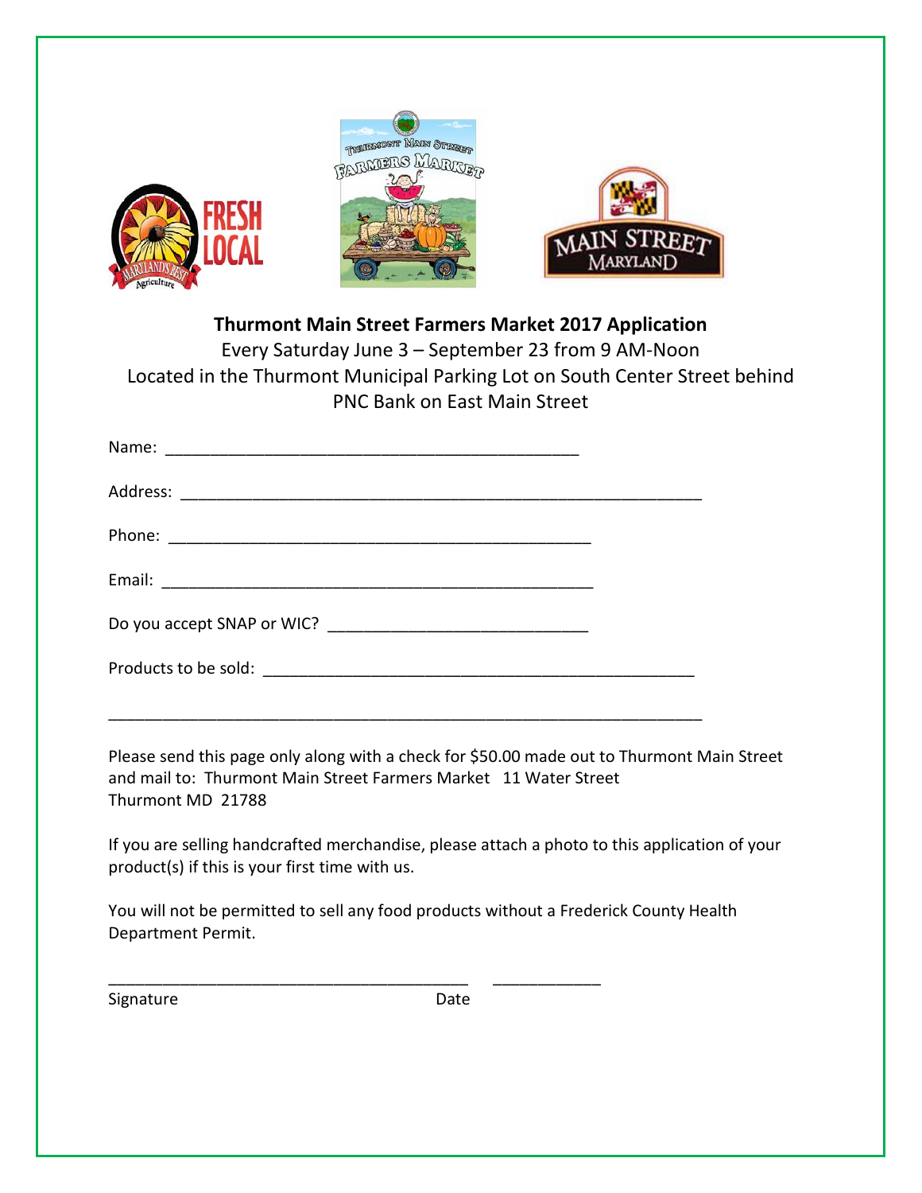**Thurmont Main Street Farmers Market 2017 Application**

Every Saturday June 3 – September 23 from 9 AM-Noon

Located in the Thurmont Municipal Parking Lot on South Center Street behind PNC Bank on East Main Street

Name: ___________________________________________

Address: _______________________________________________________

Phone: ____________________________________________

Email: _____________________________________________

Do you accept SNAP or WIC? ___________________________

Products to be sold: _____________________________________________

_______________________________________________________________

Please send this page only along with a check for $50.00 made out to Thurmont Main Street and mail to: Thurmont Main Street Farmers Market 11 Water Street Thurmont MD 21788

If you are selling handcrafted merchandise, please attach a photo to this application of your product(s) if this is your first time with us.

You will not be permitted to sell any food products without a Frederick County Health Department Permit.

______________________________________ ___________

Signature Date